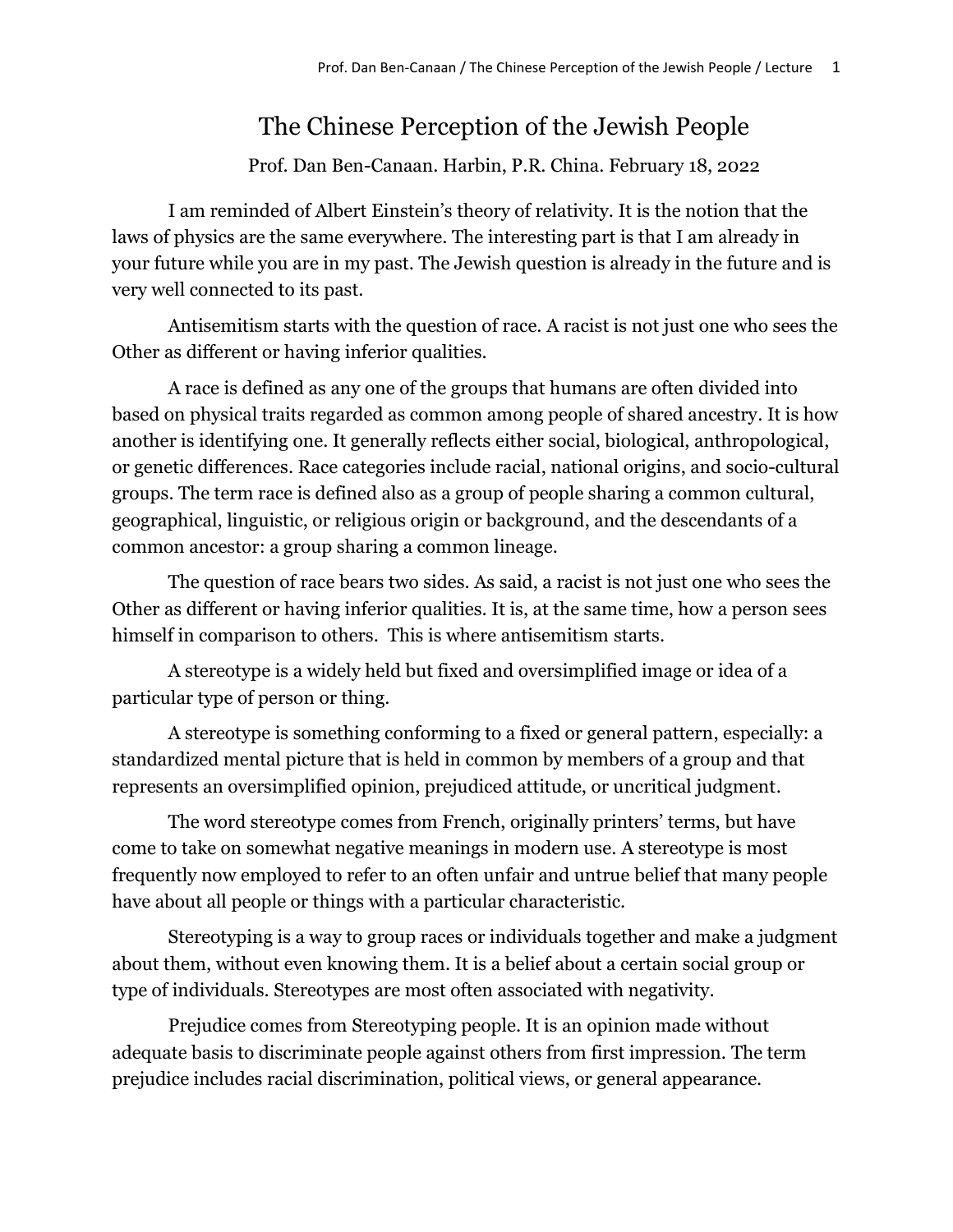# The Chinese Perception of the Jewish People

Prof. Dan Ben-Canaan. Harbin, P.R. China. February 18, 2022

I am reminded of Albert Einstein's theory of relativity. It is the notion that the laws of physics are the same everywhere. The interesting part is that I am already in your future while you are in my past. The Jewish question is already in the future and is very well connected to its past.

Antisemitism starts with the question of race. A racist is not just one who sees the Other as different or having inferior qualities.

A race is defined as any one of the groups that humans are often divided into based on physical traits regarded as common among people of shared ancestry. It is how another is identifying one. It generally reflects either social, biological, anthropological, or genetic differences. Race categories include racial, national origins, and socio-cultural groups. The term race is defined also as a group of people sharing a common cultural, geographical, linguistic, or religious origin or background, and the descendants of a common ancestor: a group sharing a common lineage.

The question of race bears two sides. As said, a racist is not just one who sees the Other as different or having inferior qualities. It is, at the same time, how a person sees himself in comparison to others. This is where antisemitism starts.

A stereotype is a widely held but fixed and oversimplified image or idea of a particular type of person or thing.

A stereotype is something conforming to a fixed or general pattern, especially: a standardized mental picture that is held in common by members of a group and that represents an oversimplified opinion, prejudiced attitude, or uncritical judgment.

The word stereotype comes from French, originally printers' terms, but have come to take on somewhat negative meanings in modern use. A stereotype is most frequently now employed to refer to an often unfair and untrue belief that many people have about all people or things with a particular characteristic.

Stereotyping is a way to group races or individuals together and make a judgment about them, without even knowing them. It is a belief about a certain social group or type of individuals. Stereotypes are most often associated with negativity.

Prejudice comes from Stereotyping people. It is an opinion made without adequate basis to discriminate people against others from first impression. The term prejudice includes racial discrimination, political views, or general appearance.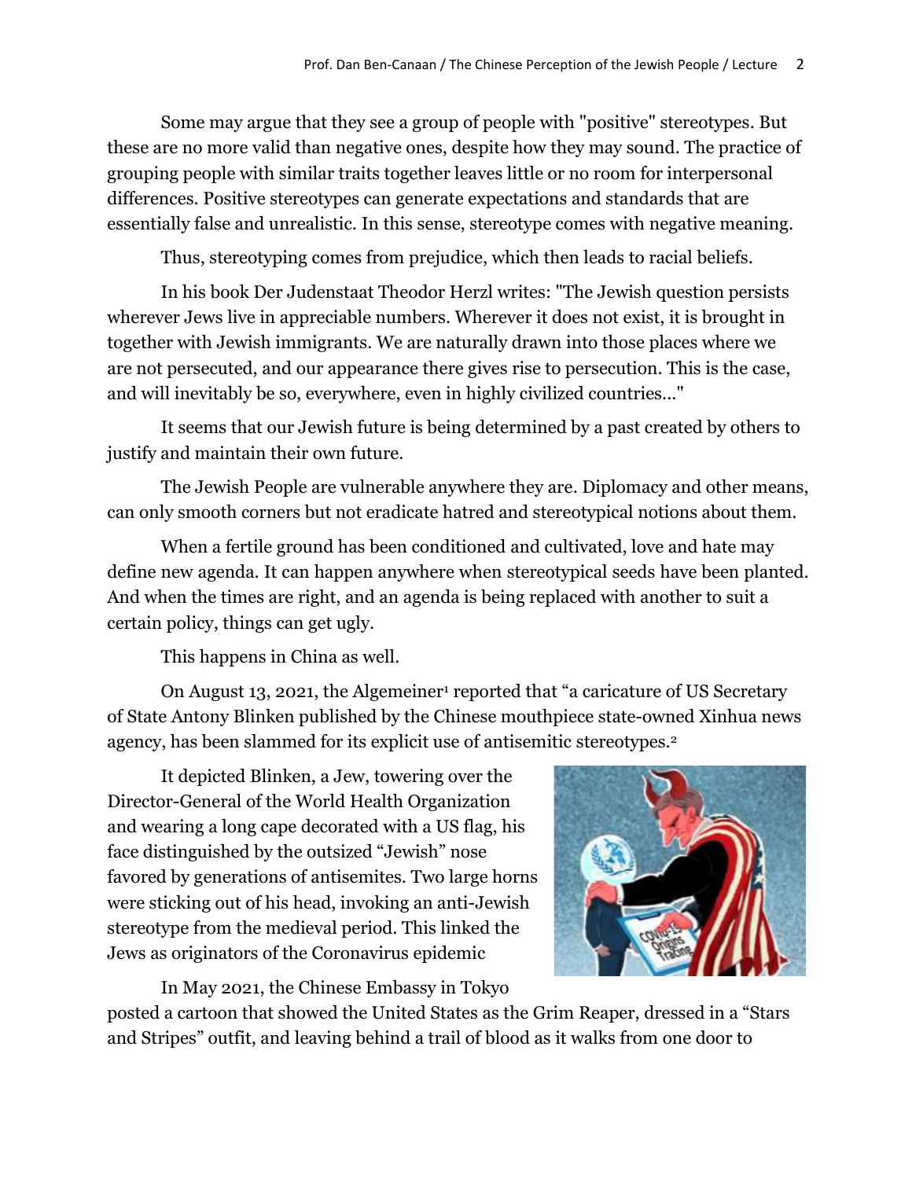Some may argue that they see a group of people with "positive" stereotypes. But these are no more valid than negative ones, despite how they may sound. The practice of grouping people with similar traits together leaves little or no room for interpersonal differences. Positive stereotypes can generate expectations and standards that are essentially false and unrealistic. In this sense, stereotype comes with negative meaning.

Thus, stereotyping comes from prejudice, which then leads to racial beliefs.

In his book Der Judenstaat Theodor Herzl writes: "The Jewish question persists wherever Jews live in appreciable numbers. Wherever it does not exist, it is brought in together with Jewish immigrants. We are naturally drawn into those places where we are not persecuted, and our appearance there gives rise to persecution. This is the case, and will inevitably be so, everywhere, even in highly civilized countries..."

It seems that our Jewish future is being determined by a past created by others to justify and maintain their own future.

The Jewish People are vulnerable anywhere they are. Diplomacy and other means, can only smooth corners but not eradicate hatred and stereotypical notions about them.

When a fertile ground has been conditioned and cultivated, love and hate may define new agenda. It can happen anywhere when stereotypical seeds have been planted. And when the times are right, and an agenda is being replaced with another to suit a certain policy, things can get ugly.

This happens in China as well.

On August 13, 2021, the Algemeiner[1] reported that "a caricature of US Secretary of State Antony Blinken published by the Chinese mouthpiece state-owned Xinhua news agency, has been slammed for its explicit use of antisemitic stereotypes.[2]

It depicted Blinken, a Jew, towering over the Director-General of the World Health Organization and wearing a long cape decorated with a US flag, his face distinguished by the outsized "Jewish" nose favored by generations of antisemites. Two large horns were sticking out of his head, invoking an anti-Jewish stereotype from the medieval period. This linked the Jews as originators of the Coronavirus epidemic

In May 2021, the Chinese Embassy in Tokyo posted a cartoon that showed the United States as the Grim Reaper, dressed in a "Stars and Stripes" outfit, and leaving behind a trail of blood as it walks from one door to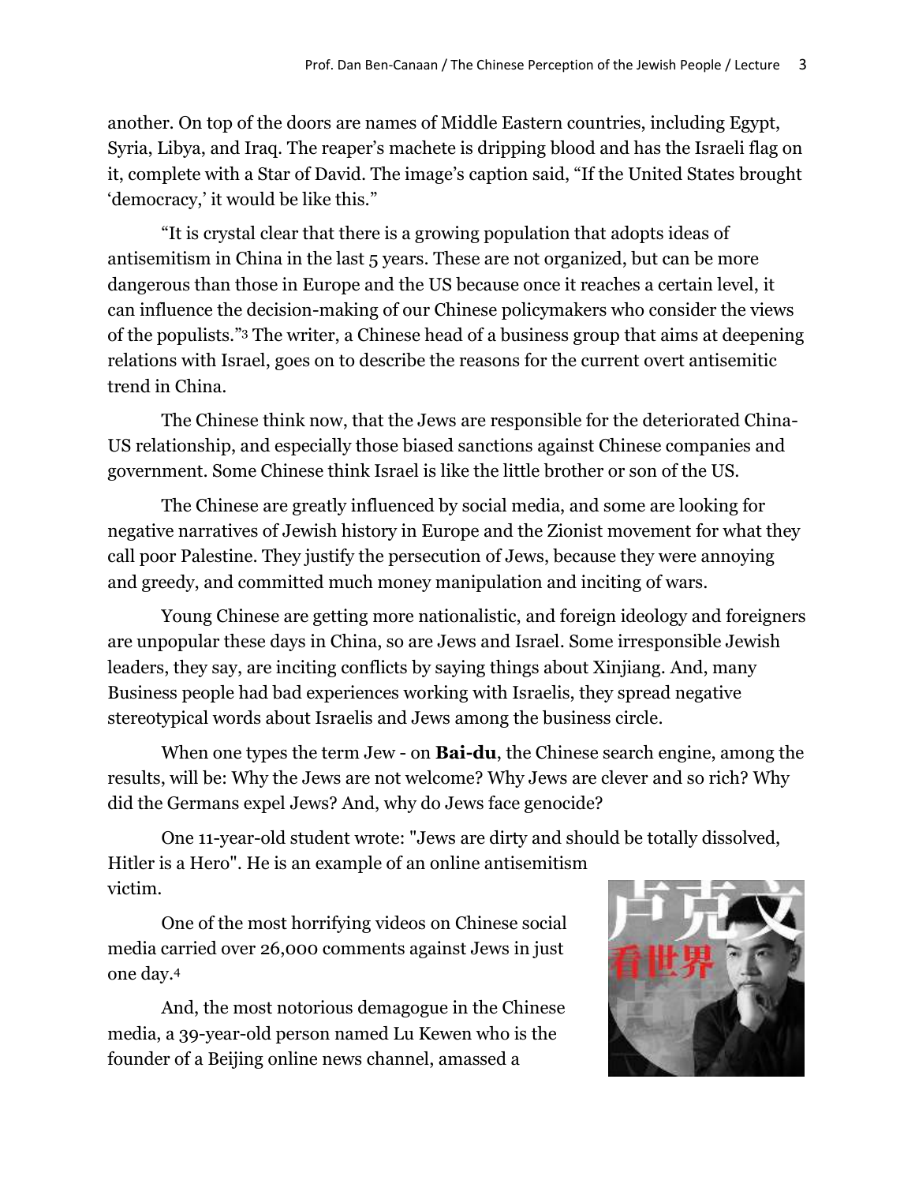another. On top of the doors are names of Middle Eastern countries, including Egypt, Syria, Libya, and Iraq. The reaper's machete is dripping blood and has the Israeli flag on it, complete with a Star of David. The image's caption said, "If the United States brought 'democracy,' it would be like this."

"It is crystal clear that there is a growing population that adopts ideas of antisemitism in China in the last 5 years. These are not organized, but can be more dangerous than those in Europe and the US because once it reaches a certain level, it can influence the decision-making of our Chinese policymakers who consider the views of the populists."[3] The writer, a Chinese head of a business group that aims at deepening relations with Israel, goes on to describe the reasons for the current overt antisemitic trend in China.

The Chinese think now, that the Jews are responsible for the deteriorated China-US relationship, and especially those biased sanctions against Chinese companies and government. Some Chinese think Israel is like the little brother or son of the US.

The Chinese are greatly influenced by social media, and some are looking for negative narratives of Jewish history in Europe and the Zionist movement for what they call poor Palestine. They justify the persecution of Jews, because they were annoying and greedy, and committed much money manipulation and inciting of wars.

Young Chinese are getting more nationalistic, and foreign ideology and foreigners are unpopular these days in China, so are Jews and Israel. Some irresponsible Jewish leaders, they say, are inciting conflicts by saying things about Xinjiang. And, many Business people had bad experiences working with Israelis, they spread negative stereotypical words about Israelis and Jews among the business circle.

When one types the term Jew - on **Bai-du**, the Chinese search engine, among the results, will be: Why the Jews are not welcome? Why Jews are clever and so rich? Why did the Germans expel Jews? And, why do Jews face genocide?

One 11-year-old student wrote: "Jews are dirty and should be totally dissolved, Hitler is a Hero". He is an example of an online antisemitism victim.

One of the most horrifying videos on Chinese social media carried over 26,000 comments against Jews in just one day.[4]

And, the most notorious demagogue in the Chinese media, a 39-year-old person named Lu Kewen who is the founder of a Beijing online news channel, amassed a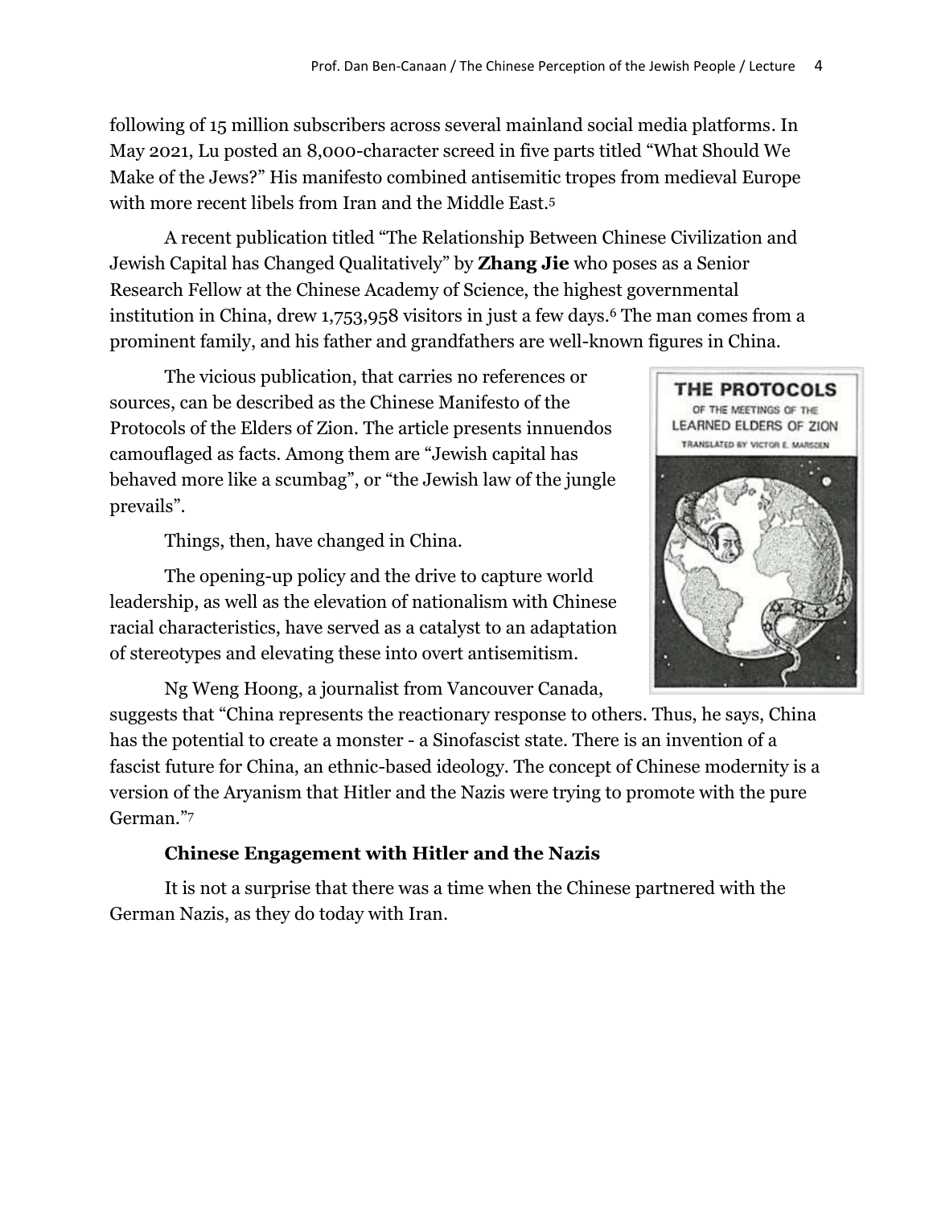following of 15 million subscribers across several mainland social media platforms. In May 2021, Lu posted an 8,000-character screed in five parts titled "What Should We Make of the Jews?" His manifesto combined antisemitic tropes from medieval Europe with more recent libels from Iran and the Middle East.[5]

A recent publication titled "The Relationship Between Chinese Civilization and Jewish Capital has Changed Qualitatively" by **Zhang Jie** who poses as a Senior Research Fellow at the Chinese Academy of Science, the highest governmental institution in China, drew 1,753,958 visitors in just a few days.[6] The man comes from a prominent family, and his father and grandfathers are well-known figures in China.

The vicious publication, that carries no references or sources, can be described as the Chinese Manifesto of the Protocols of the Elders of Zion. The article presents innuendos camouflaged as facts. Among them are "Jewish capital has behaved more like a scumbag", or "the Jewish law of the jungle prevails".

Things, then, have changed in China.

The opening-up policy and the drive to capture world leadership, as well as the elevation of nationalism with Chinese racial characteristics, have served as a catalyst to an adaptation of stereotypes and elevating these into overt antisemitism.

Ng Weng Hoong, a journalist from Vancouver Canada, suggests that "China represents the reactionary response to others. Thus, he says, China has the potential to create a monster - a Sinofascist state. There is an invention of a fascist future for China, an ethnic-based ideology. The concept of Chinese modernity is a version of the Aryanism that Hitler and the Nazis were trying to promote with the pure German."[7]

### Chinese Engagement with Hitler and the Nazis

It is not a surprise that there was a time when the Chinese partnered with the German Nazis, as they do today with Iran.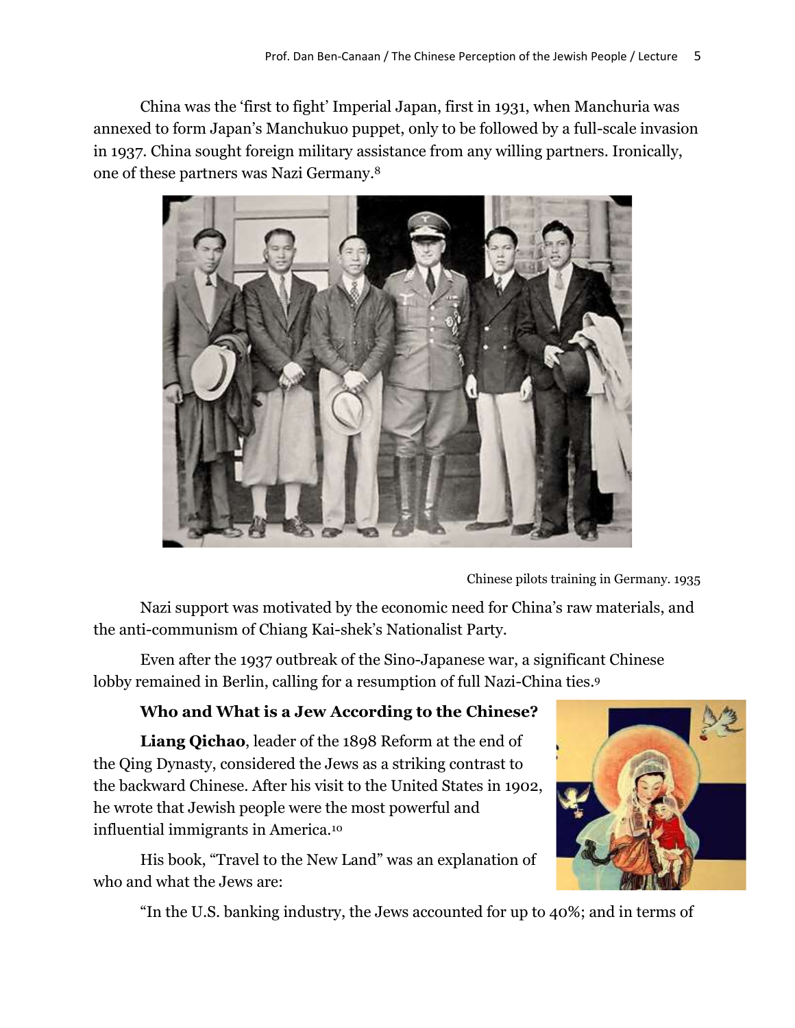China was the 'first to fight' Imperial Japan, first in 1931, when Manchuria was annexed to form Japan's Manchukuo puppet, only to be followed by a full-scale invasion in 1937. China sought foreign military assistance from any willing partners. Ironically, one of these partners was Nazi Germany.[8]

Chinese pilots training in Germany. 1935

Nazi support was motivated by the economic need for China's raw materials, and the anti-communism of Chiang Kai-shek's Nationalist Party.

Even after the 1937 outbreak of the Sino-Japanese war, a significant Chinese lobby remained in Berlin, calling for a resumption of full Nazi-China ties.[9]

### Who and What is a Jew According to the Chinese?

**Liang Qichao**, leader of the 1898 Reform at the end of the Qing Dynasty, considered the Jews as a striking contrast to the backward Chinese. After his visit to the United States in 1902, he wrote that Jewish people were the most powerful and influential immigrants in America.[10]

His book, "Travel to the New Land" was an explanation of who and what the Jews are:

"In the U.S. banking industry, the Jews accounted for up to 40%; and in terms of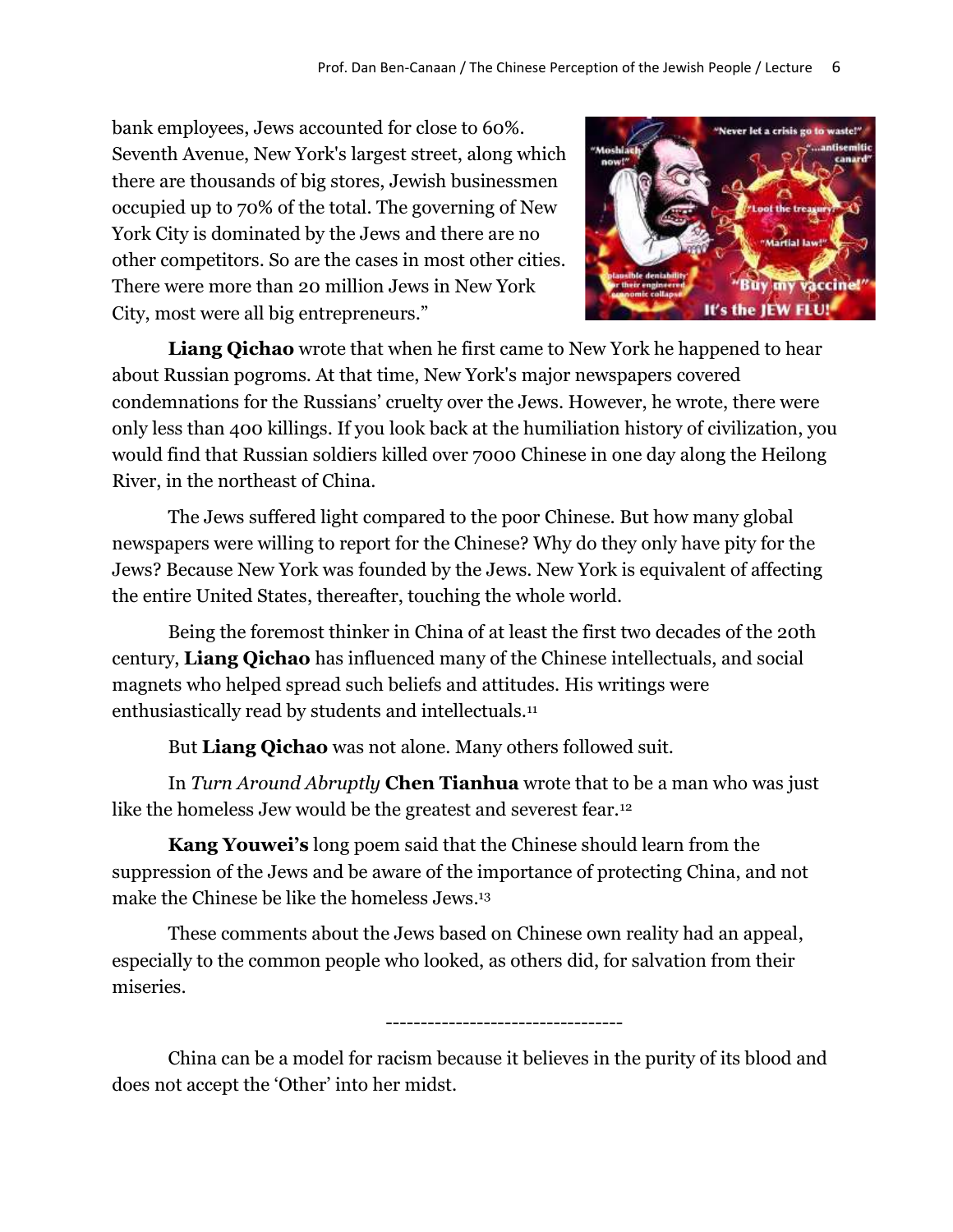bank employees, Jews accounted for close to 60%. Seventh Avenue, New York's largest street, along which there are thousands of big stores, Jewish businessmen occupied up to 70% of the total. The governing of New York City is dominated by the Jews and there are no other competitors. So are the cases in most other cities. There were more than 20 million Jews in New York City, most were all big entrepreneurs."

**Liang Qichao** wrote that when he first came to New York he happened to hear about Russian pogroms. At that time, New York's major newspapers covered condemnations for the Russians' cruelty over the Jews. However, he wrote, there were only less than 400 killings. If you look back at the humiliation history of civilization, you would find that Russian soldiers killed over 7000 Chinese in one day along the Heilong River, in the northeast of China.

The Jews suffered light compared to the poor Chinese. But how many global newspapers were willing to report for the Chinese? Why do they only have pity for the Jews? Because New York was founded by the Jews. New York is equivalent of affecting the entire United States, thereafter, touching the whole world.

Being the foremost thinker in China of at least the first two decades of the 20th century, **Liang Qichao** has influenced many of the Chinese intellectuals, and social magnets who helped spread such beliefs and attitudes. His writings were enthusiastically read by students and intellectuals.[11]

But **Liang Qichao** was not alone. Many others followed suit.

In *Turn Around Abruptly* **Chen Tianhua** wrote that to be a man who was just like the homeless Jew would be the greatest and severest fear.[12]

**Kang Youwei's** long poem said that the Chinese should learn from the suppression of the Jews and be aware of the importance of protecting China, and not make the Chinese be like the homeless Jews.[13]

These comments about the Jews based on Chinese own reality had an appeal, especially to the common people who looked, as others did, for salvation from their miseries.

---

China can be a model for racism because it believes in the purity of its blood and does not accept the 'Other' into her midst.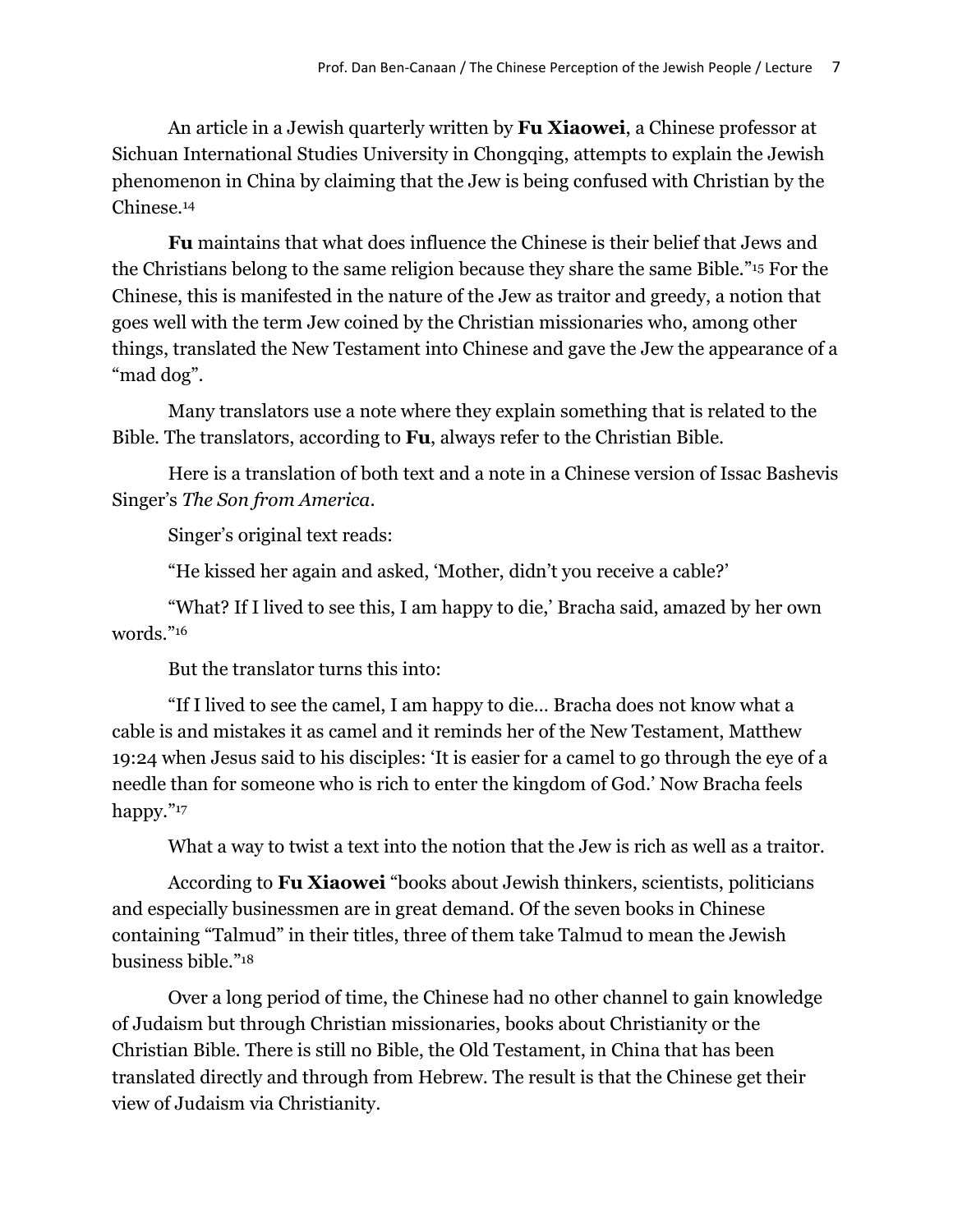An article in a Jewish quarterly written by **Fu Xiaowei**, a Chinese professor at Sichuan International Studies University in Chongqing, attempts to explain the Jewish phenomenon in China by claiming that the Jew is being confused with Christian by the Chinese.[14]

**Fu** maintains that what does influence the Chinese is their belief that Jews and the Christians belong to the same religion because they share the same Bible."[15] For the Chinese, this is manifested in the nature of the Jew as traitor and greedy, a notion that goes well with the term Jew coined by the Christian missionaries who, among other things, translated the New Testament into Chinese and gave the Jew the appearance of a "mad dog".

Many translators use a note where they explain something that is related to the Bible. The translators, according to **Fu**, always refer to the Christian Bible.

Here is a translation of both text and a note in a Chinese version of Issac Bashevis Singer's *The Son from America*.

Singer's original text reads:

"He kissed her again and asked, 'Mother, didn't you receive a cable?'

"What? If I lived to see this, I am happy to die,' Bracha said, amazed by her own words."[16]

But the translator turns this into:

"If I lived to see the camel, I am happy to die… Bracha does not know what a cable is and mistakes it as camel and it reminds her of the New Testament, Matthew 19:24 when Jesus said to his disciples: 'It is easier for a camel to go through the eye of a needle than for someone who is rich to enter the kingdom of God.' Now Bracha feels happy."[17]

What a way to twist a text into the notion that the Jew is rich as well as a traitor.

According to **Fu Xiaowei** "books about Jewish thinkers, scientists, politicians and especially businessmen are in great demand. Of the seven books in Chinese containing "Talmud" in their titles, three of them take Talmud to mean the Jewish business bible."[18]

Over a long period of time, the Chinese had no other channel to gain knowledge of Judaism but through Christian missionaries, books about Christianity or the Christian Bible. There is still no Bible, the Old Testament, in China that has been translated directly and through from Hebrew. The result is that the Chinese get their view of Judaism via Christianity.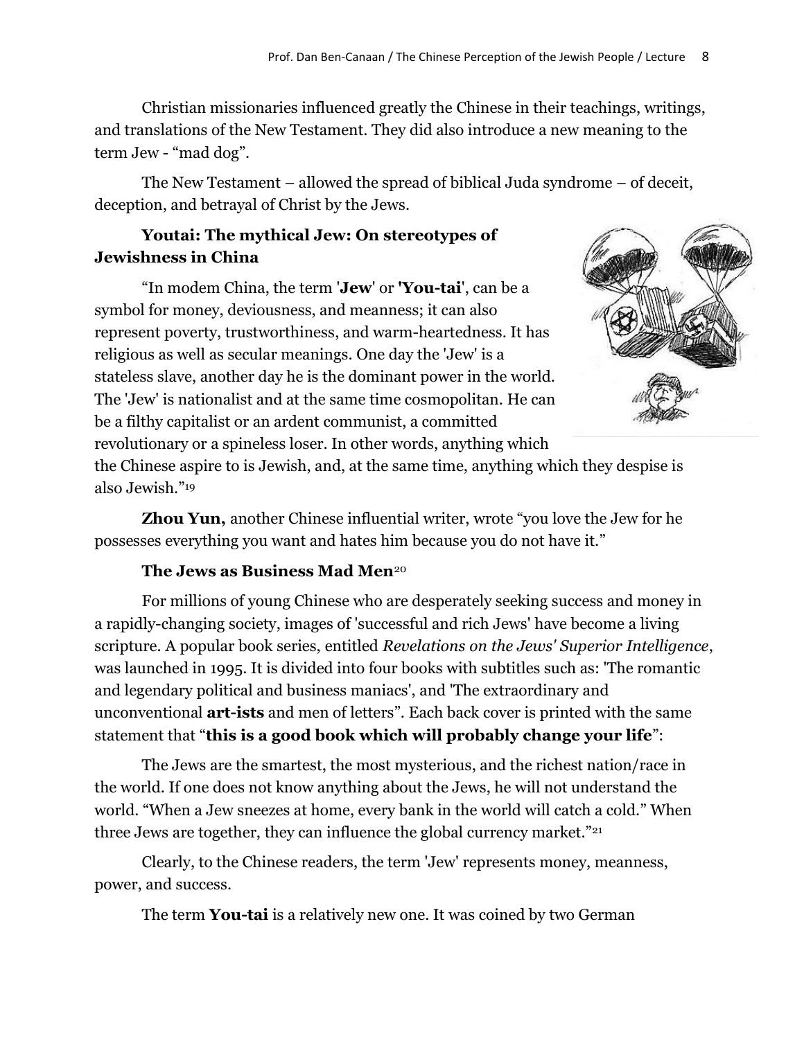Christian missionaries influenced greatly the Chinese in their teachings, writings, and translations of the New Testament. They did also introduce a new meaning to the term Jew - “mad dog”.

The New Testament – allowed the spread of biblical Juda syndrome – of deceit, deception, and betrayal of Christ by the Jews.

### Youtai: The mythical Jew: On stereotypes of Jewishness in China

“In modem China, the term '**Jew**' or **'You-tai'**, can be a symbol for money, deviousness, and meanness; it can also represent poverty, trustworthiness, and warm-heartedness. It has religious as well as secular meanings. One day the 'Jew' is a stateless slave, another day he is the dominant power in the world. The 'Jew' is nationalist and at the same time cosmopolitan. He can be a filthy capitalist or an ardent communist, a committed revolutionary or a spineless loser. In other words, anything which the Chinese aspire to is Jewish, and, at the same time, anything which they despise is also Jewish.”[19]

**Zhou Yun,** another Chinese influential writer, wrote “you love the Jew for he possesses everything you want and hates him because you do not have it.”

### The Jews as Business Mad Men[20]

For millions of young Chinese who are desperately seeking success and money in a rapidly-changing society, images of 'successful and rich Jews' have become a living scripture. A popular book series, entitled *Revelations on the Jews' Superior Intelligence*, was launched in 1995. It is divided into four books with subtitles such as: 'The romantic and legendary political and business maniacs', and 'The extraordinary and unconventional **art-ists** and men of letters”. Each back cover is printed with the same statement that “**this is a good book which will probably change your life**”:

The Jews are the smartest, the most mysterious, and the richest nation/race in the world. If one does not know anything about the Jews, he will not understand the world. “When a Jew sneezes at home, every bank in the world will catch a cold.” When three Jews are together, they can influence the global currency market.”[21]

Clearly, to the Chinese readers, the term 'Jew' represents money, meanness, power, and success.

The term **You-tai** is a relatively new one. It was coined by two German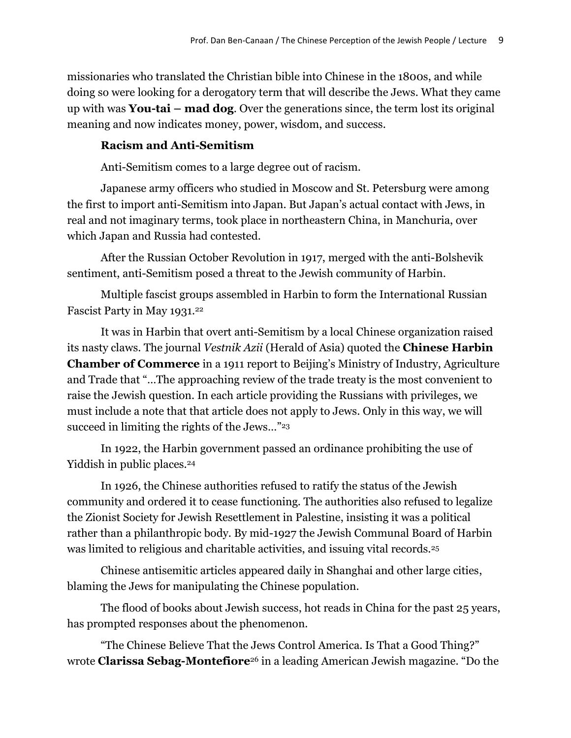missionaries who translated the Christian bible into Chinese in the 1800s, and while doing so were looking for a derogatory term that will describe the Jews. What they came up with was **You-tai – mad dog**. Over the generations since, the term lost its original meaning and now indicates money, power, wisdom, and success.

### Racism and Anti-Semitism

Anti-Semitism comes to a large degree out of racism.

Japanese army officers who studied in Moscow and St. Petersburg were among the first to import anti-Semitism into Japan. But Japan's actual contact with Jews, in real and not imaginary terms, took place in northeastern China, in Manchuria, over which Japan and Russia had contested.

After the Russian October Revolution in 1917, merged with the anti-Bolshevik sentiment, anti-Semitism posed a threat to the Jewish community of Harbin.

Multiple fascist groups assembled in Harbin to form the International Russian Fascist Party in May 1931.[22]

It was in Harbin that overt anti-Semitism by a local Chinese organization raised its nasty claws. The journal *Vestnik Azii* (Herald of Asia) quoted the **Chinese Harbin Chamber of Commerce** in a 1911 report to Beijing's Ministry of Industry, Agriculture and Trade that "…The approaching review of the trade treaty is the most convenient to raise the Jewish question. In each article providing the Russians with privileges, we must include a note that that article does not apply to Jews. Only in this way, we will succeed in limiting the rights of the Jews…"[23]

In 1922, the Harbin government passed an ordinance prohibiting the use of Yiddish in public places.[24]

In 1926, the Chinese authorities refused to ratify the status of the Jewish community and ordered it to cease functioning. The authorities also refused to legalize the Zionist Society for Jewish Resettlement in Palestine, insisting it was a political rather than a philanthropic body. By mid-1927 the Jewish Communal Board of Harbin was limited to religious and charitable activities, and issuing vital records.[25]

Chinese antisemitic articles appeared daily in Shanghai and other large cities, blaming the Jews for manipulating the Chinese population.

The flood of books about Jewish success, hot reads in China for the past 25 years, has prompted responses about the phenomenon.

"The Chinese Believe That the Jews Control America. Is That a Good Thing?" wrote **Clarissa Sebag-Montefiore**[26] in a leading American Jewish magazine. "Do the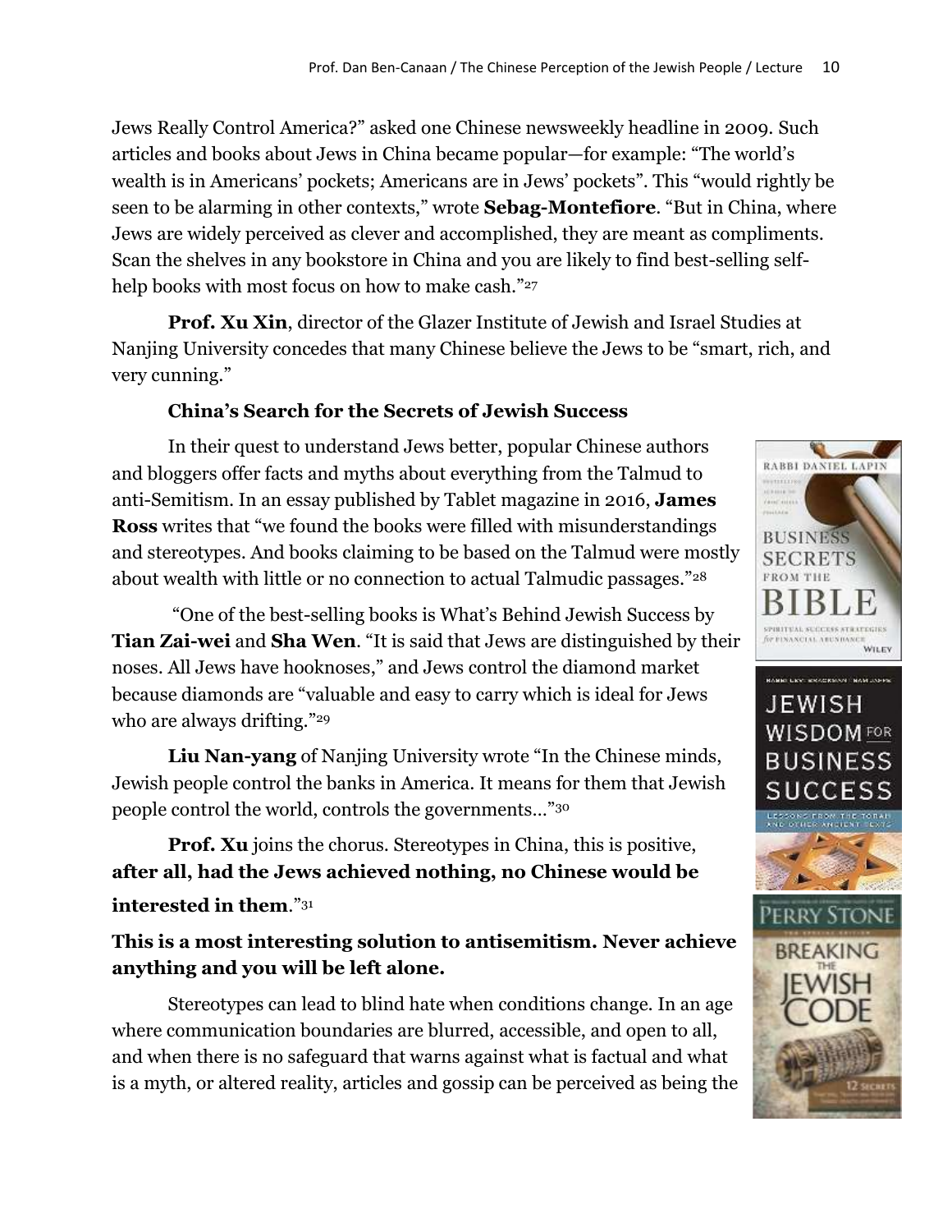Jews Really Control America?" asked one Chinese newsweekly headline in 2009. Such articles and books about Jews in China became popular—for example: "The world's wealth is in Americans' pockets; Americans are in Jews' pockets". This "would rightly be seen to be alarming in other contexts," wrote **Sebag-Montefiore**. "But in China, where Jews are widely perceived as clever and accomplished, they are meant as compliments. Scan the shelves in any bookstore in China and you are likely to find best-selling self-help books with most focus on how to make cash."[27]

**Prof. Xu Xin**, director of the Glazer Institute of Jewish and Israel Studies at Nanjing University concedes that many Chinese believe the Jews to be "smart, rich, and very cunning."

### China's Search for the Secrets of Jewish Success

In their quest to understand Jews better, popular Chinese authors and bloggers offer facts and myths about everything from the Talmud to anti-Semitism. In an essay published by Tablet magazine in 2016, **James Ross** writes that "we found the books were filled with misunderstandings and stereotypes. And books claiming to be based on the Talmud were mostly about wealth with little or no connection to actual Talmudic passages."[28]

"One of the best-selling books is What's Behind Jewish Success by **Tian Zai-wei** and **Sha Wen**. "It is said that Jews are distinguished by their noses. All Jews have hooknoses," and Jews control the diamond market because diamonds are "valuable and easy to carry which is ideal for Jews who are always drifting."[29]

**Liu Nan-yang** of Nanjing University wrote "In the Chinese minds, Jewish people control the banks in America. It means for them that Jewish people control the world, controls the governments…"[30]

**Prof. Xu** joins the chorus. Stereotypes in China, this is positive, **after all, had the Jews achieved nothing, no Chinese would be interested in them**."[31]

**This is a most interesting solution to antisemitism. Never achieve anything and you will be left alone.**

Stereotypes can lead to blind hate when conditions change. In an age where communication boundaries are blurred, accessible, and open to all, and when there is no safeguard that warns against what is factual and what is a myth, or altered reality, articles and gossip can be perceived as being the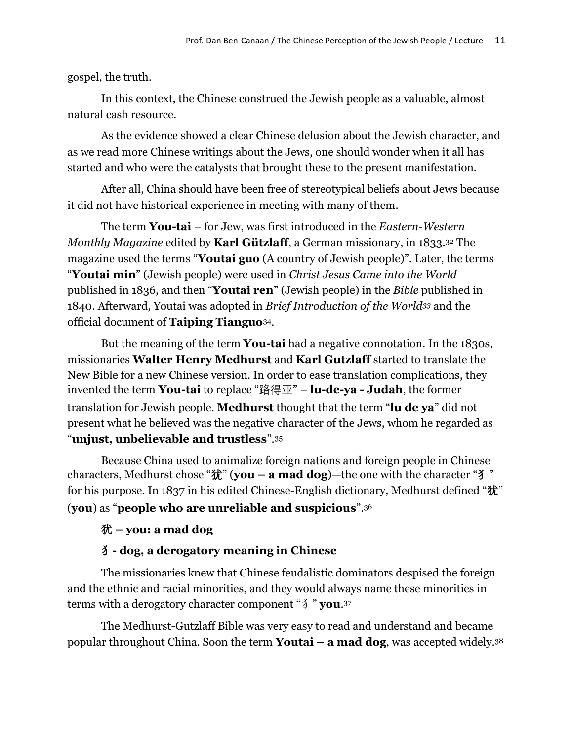gospel, the truth.

In this context, the Chinese construed the Jewish people as a valuable, almost natural cash resource.

As the evidence showed a clear Chinese delusion about the Jewish character, and as we read more Chinese writings about the Jews, one should wonder when it all has started and who were the catalysts that brought these to the present manifestation.

After all, China should have been free of stereotypical beliefs about Jews because it did not have historical experience in meeting with many of them.

The term **You-tai** – for Jew, was first introduced in the *Eastern-Western Monthly Magazine* edited by **Karl Gützlaff**, a German missionary, in 1833.[32] The magazine used the terms "**Youtai guo** (A country of Jewish people)". Later, the terms "**Youtai min**" (Jewish people) were used in *Christ Jesus Came into the World* published in 1836, and then "**Youtai ren**" (Jewish people) in the *Bible* published in 1840. Afterward, Youtai was adopted in *Brief Introduction of the World*[33] and the official document of **Taiping Tianguo**[34].

But the meaning of the term **You-tai** had a negative connotation. In the 1830s, missionaries **Walter Henry Medhurst** and **Karl Gutzlaff** started to translate the New Bible for a new Chinese version. In order to ease translation complications, they invented the term **You-tai** to replace "路得亚" – **lu-de-ya - Judah**, the former translation for Jewish people. **Medhurst** thought that the term "**lu de ya**" did not present what he believed was the negative character of the Jews, whom he regarded as "**unjust, unbelievable and trustless**".[35]

Because China used to animalize foreign nations and foreign people in Chinese characters, Medhurst chose "**犹**" (**you – a mad dog**)—the one with the character "**犭**" for his purpose. In 1837 in his edited Chinese-English dictionary, Medhurst defined "**犹**" (**you**) as "**people who are unreliable and suspicious**".[36]

**犹 – you: a mad dog**

**犭 - dog, a derogatory meaning in Chinese**

The missionaries knew that Chinese feudalistic dominators despised the foreign and the ethnic and racial minorities, and they would always name these minorities in terms with a derogatory character component "犭" **you**.[37]

The Medhurst-Gutzlaff Bible was very easy to read and understand and became popular throughout China. Soon the term **Youtai – a mad dog**, was accepted widely.[38]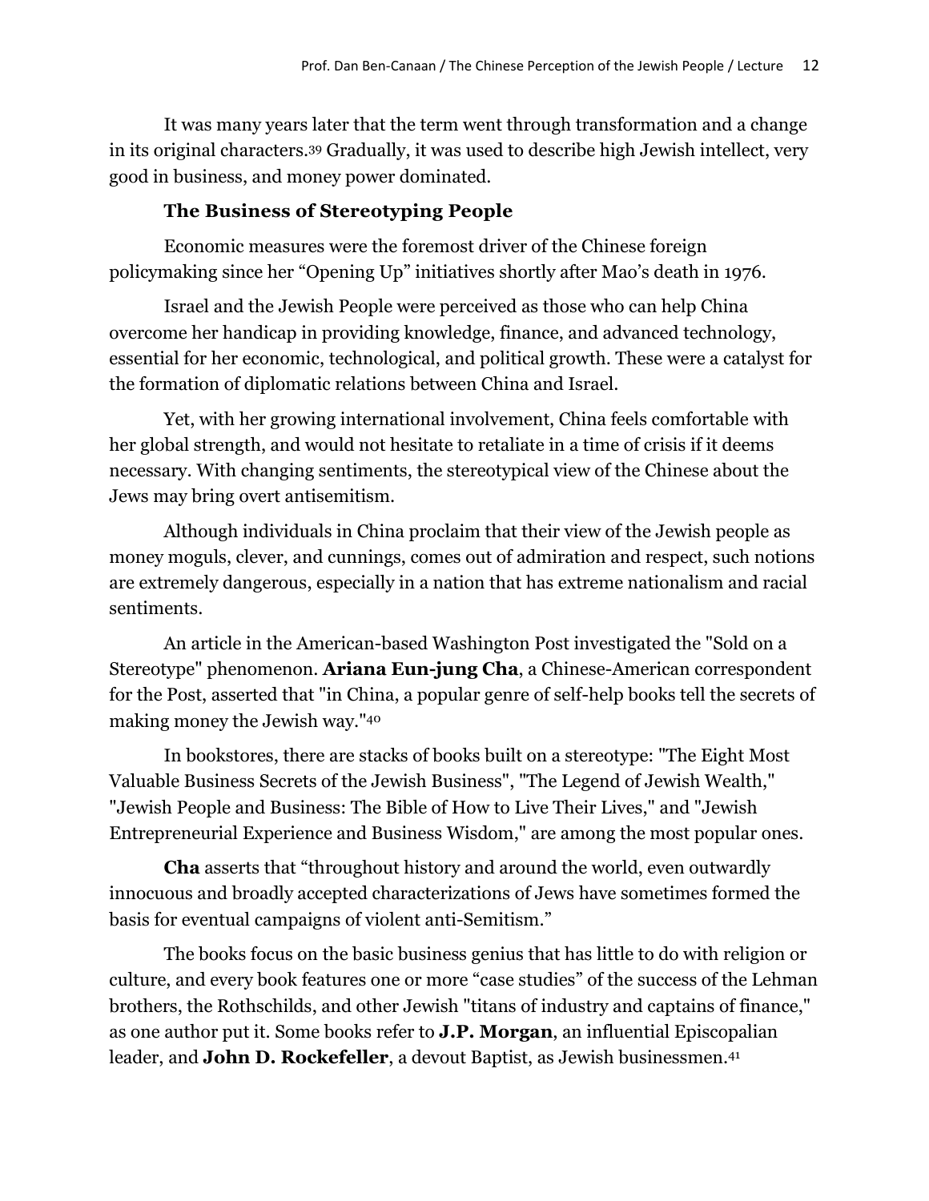It was many years later that the term went through transformation and a change in its original characters.[39] Gradually, it was used to describe high Jewish intellect, very good in business, and money power dominated.

**The Business of Stereotyping People**

Economic measures were the foremost driver of the Chinese foreign policymaking since her "Opening Up" initiatives shortly after Mao's death in 1976.

Israel and the Jewish People were perceived as those who can help China overcome her handicap in providing knowledge, finance, and advanced technology, essential for her economic, technological, and political growth. These were a catalyst for the formation of diplomatic relations between China and Israel.

Yet, with her growing international involvement, China feels comfortable with her global strength, and would not hesitate to retaliate in a time of crisis if it deems necessary. With changing sentiments, the stereotypical view of the Chinese about the Jews may bring overt antisemitism.

Although individuals in China proclaim that their view of the Jewish people as money moguls, clever, and cunnings, comes out of admiration and respect, such notions are extremely dangerous, especially in a nation that has extreme nationalism and racial sentiments.

An article in the American-based Washington Post investigated the "Sold on a Stereotype" phenomenon. **Ariana Eun-jung Cha**, a Chinese-American correspondent for the Post, asserted that "in China, a popular genre of self-help books tell the secrets of making money the Jewish way."[40]

In bookstores, there are stacks of books built on a stereotype: "The Eight Most Valuable Business Secrets of the Jewish Business", "The Legend of Jewish Wealth," "Jewish People and Business: The Bible of How to Live Their Lives," and "Jewish Entrepreneurial Experience and Business Wisdom," are among the most popular ones.

**Cha** asserts that "throughout history and around the world, even outwardly innocuous and broadly accepted characterizations of Jews have sometimes formed the basis for eventual campaigns of violent anti-Semitism."

The books focus on the basic business genius that has little to do with religion or culture, and every book features one or more "case studies" of the success of the Lehman brothers, the Rothschilds, and other Jewish "titans of industry and captains of finance," as one author put it. Some books refer to **J.P. Morgan**, an influential Episcopalian leader, and **John D. Rockefeller**, a devout Baptist, as Jewish businessmen.[41]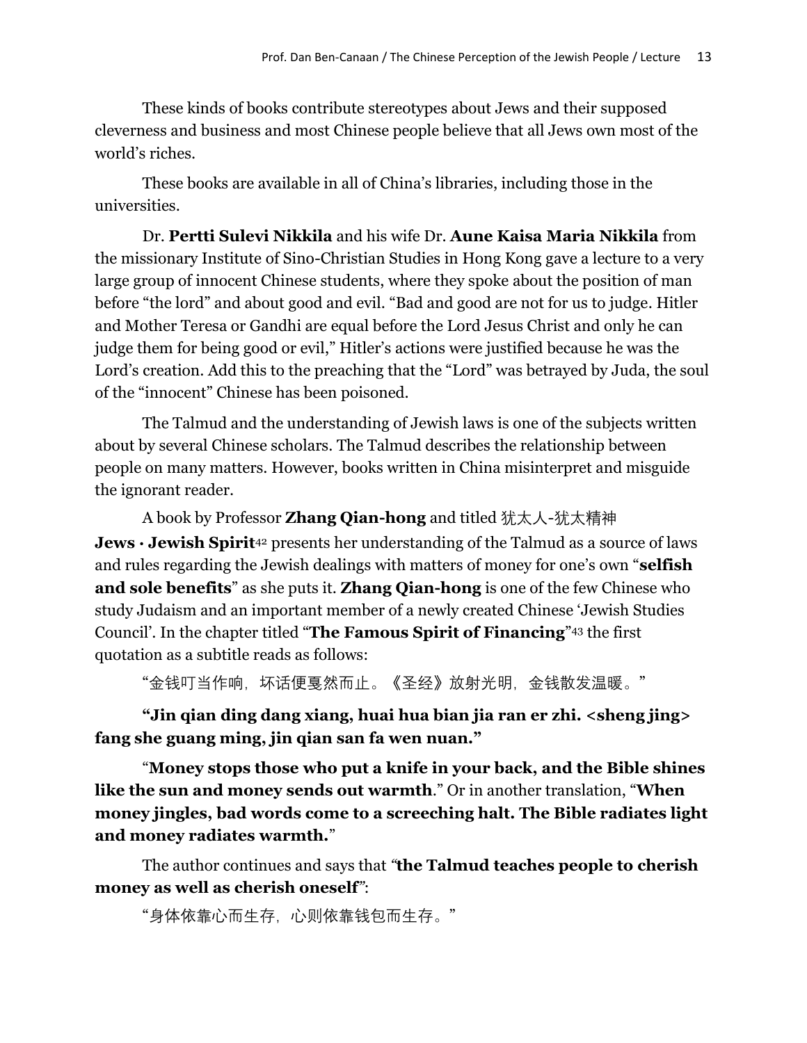These kinds of books contribute stereotypes about Jews and their supposed cleverness and business and most Chinese people believe that all Jews own most of the world's riches.

These books are available in all of China's libraries, including those in the universities.

Dr. **Pertti Sulevi Nikkila** and his wife Dr. **Aune Kaisa Maria Nikkila** from the missionary Institute of Sino-Christian Studies in Hong Kong gave a lecture to a very large group of innocent Chinese students, where they spoke about the position of man before "the lord" and about good and evil. "Bad and good are not for us to judge. Hitler and Mother Teresa or Gandhi are equal before the Lord Jesus Christ and only he can judge them for being good or evil," Hitler's actions were justified because he was the Lord's creation. Add this to the preaching that the "Lord" was betrayed by Juda, the soul of the "innocent" Chinese has been poisoned.

The Talmud and the understanding of Jewish laws is one of the subjects written about by several Chinese scholars. The Talmud describes the relationship between people on many matters. However, books written in China misinterpret and misguide the ignorant reader.

A book by Professor **Zhang Qian-hong** and titled 犹太人-犹太精神 **Jews · Jewish Spirit**[42] presents her understanding of the Talmud as a source of laws and rules regarding the Jewish dealings with matters of money for one's own "**selfish and sole benefits**" as she puts it. **Zhang Qian-hong** is one of the few Chinese who study Judaism and an important member of a newly created Chinese 'Jewish Studies Council'. In the chapter titled "**The Famous Spirit of Financing**"[43] the first quotation as a subtitle reads as follows:

"金钱叮当作响，坏话便戛然而止。《圣经》放射光明，金钱散发温暖。"

**"Jin qian ding dang xiang, huai hua bian jia ran er zhi. <sheng jing> fang she guang ming, jin qian san fa wen nuan."**

"**Money stops those who put a knife in your back, and the Bible shines like the sun and money sends out warmth**." Or in another translation, "**When money jingles, bad words come to a screeching halt. The Bible radiates light and money radiates warmth.**"

The author continues and says that *"***the Talmud teaches people to cherish money as well as cherish oneself***"*:

"身体依靠心而生存，心则依靠钱包而生存。"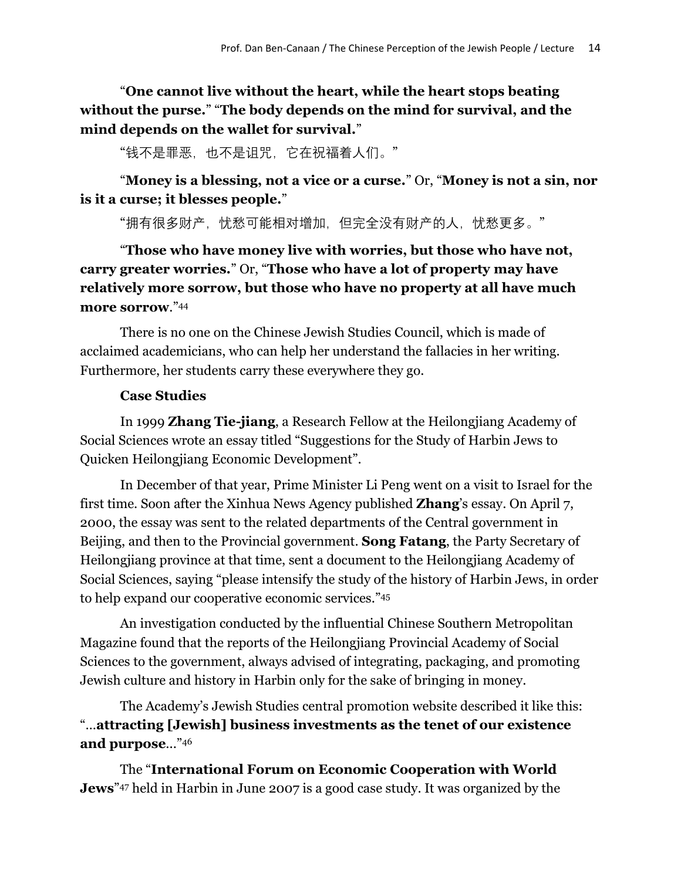“**One cannot live without the heart, while the heart stops beating without the purse.**” “**The body depends on the mind for survival, and the mind depends on the wallet for survival.**”

“钱不是罪恶，也不是诅咒，它在祝福着人们。”

“**Money is a blessing, not a vice or a curse.**” Or, “**Money is not a sin, nor is it a curse; it blesses people.**”

“拥有很多财产，忧愁可能相对增加，但完全没有财产的人，忧愁更多。”

“**Those who have money live with worries, but those who have not, carry greater worries.**” Or, “**Those who have a lot of property may have relatively more sorrow, but those who have no property at all have much more sorrow**.”[44]

There is no one on the Chinese Jewish Studies Council, which is made of acclaimed academicians, who can help her understand the fallacies in her writing. Furthermore, her students carry these everywhere they go.

**Case Studies**

In 1999 **Zhang Tie-jiang**, a Research Fellow at the Heilongjiang Academy of Social Sciences wrote an essay titled “Suggestions for the Study of Harbin Jews to Quicken Heilongjiang Economic Development”.

In December of that year, Prime Minister Li Peng went on a visit to Israel for the first time. Soon after the Xinhua News Agency published **Zhang**’s essay. On April 7, 2000, the essay was sent to the related departments of the Central government in Beijing, and then to the Provincial government. **Song Fatang**, the Party Secretary of Heilongjiang province at that time, sent a document to the Heilongjiang Academy of Social Sciences, saying “please intensify the study of the history of Harbin Jews, in order to help expand our cooperative economic services.”[45]

An investigation conducted by the influential Chinese Southern Metropolitan Magazine found that the reports of the Heilongjiang Provincial Academy of Social Sciences to the government, always advised of integrating, packaging, and promoting Jewish culture and history in Harbin only for the sake of bringing in money.

The Academy’s Jewish Studies central promotion website described it like this: “…**attracting [Jewish] business investments as the tenet of our existence and purpose**…”[46]

The “**International Forum on Economic Cooperation with World Jews**”[47] held in Harbin in June 2007 is a good case study. It was organized by the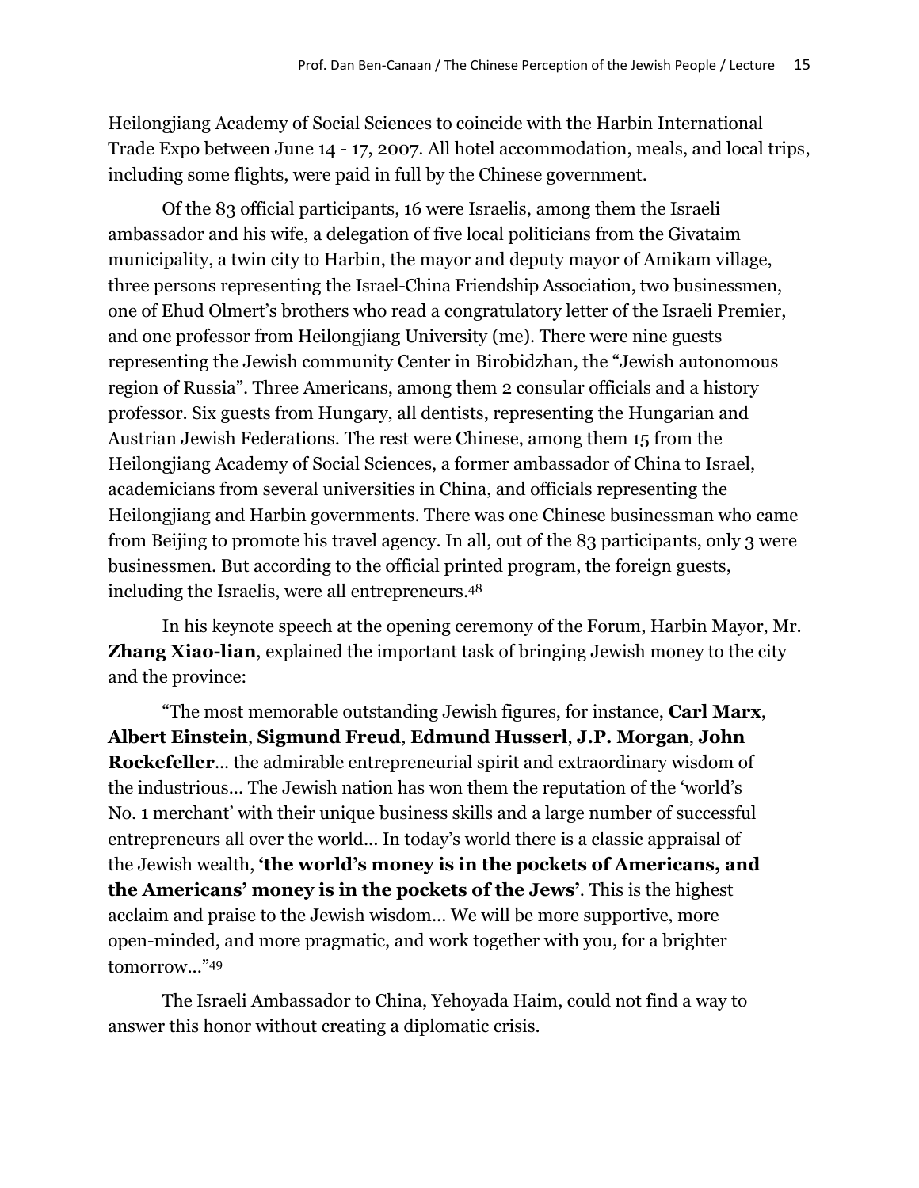Heilongjiang Academy of Social Sciences to coincide with the Harbin International Trade Expo between June 14 - 17, 2007. All hotel accommodation, meals, and local trips, including some flights, were paid in full by the Chinese government.

Of the 83 official participants, 16 were Israelis, among them the Israeli ambassador and his wife, a delegation of five local politicians from the Givataim municipality, a twin city to Harbin, the mayor and deputy mayor of Amikam village, three persons representing the Israel-China Friendship Association, two businessmen, one of Ehud Olmert's brothers who read a congratulatory letter of the Israeli Premier, and one professor from Heilongjiang University (me). There were nine guests representing the Jewish community Center in Birobidzhan, the "Jewish autonomous region of Russia". Three Americans, among them 2 consular officials and a history professor. Six guests from Hungary, all dentists, representing the Hungarian and Austrian Jewish Federations. The rest were Chinese, among them 15 from the Heilongjiang Academy of Social Sciences, a former ambassador of China to Israel, academicians from several universities in China, and officials representing the Heilongjiang and Harbin governments. There was one Chinese businessman who came from Beijing to promote his travel agency. In all, out of the 83 participants, only 3 were businessmen. But according to the official printed program, the foreign guests, including the Israelis, were all entrepreneurs.[48]

In his keynote speech at the opening ceremony of the Forum, Harbin Mayor, Mr. **Zhang Xiao-lian**, explained the important task of bringing Jewish money to the city and the province:

"The most memorable outstanding Jewish figures, for instance, **Carl Marx**, **Albert Einstein**, **Sigmund Freud**, **Edmund Husserl**, **J.P. Morgan**, **John Rockefeller**… the admirable entrepreneurial spirit and extraordinary wisdom of the industrious… The Jewish nation has won them the reputation of the 'world's No. 1 merchant' with their unique business skills and a large number of successful entrepreneurs all over the world… In today's world there is a classic appraisal of the Jewish wealth, **'the world's money is in the pockets of Americans, and the Americans' money is in the pockets of the Jews'**. This is the highest acclaim and praise to the Jewish wisdom… We will be more supportive, more open-minded, and more pragmatic, and work together with you, for a brighter tomorrow…"[49]

The Israeli Ambassador to China, Yehoyada Haim, could not find a way to answer this honor without creating a diplomatic crisis.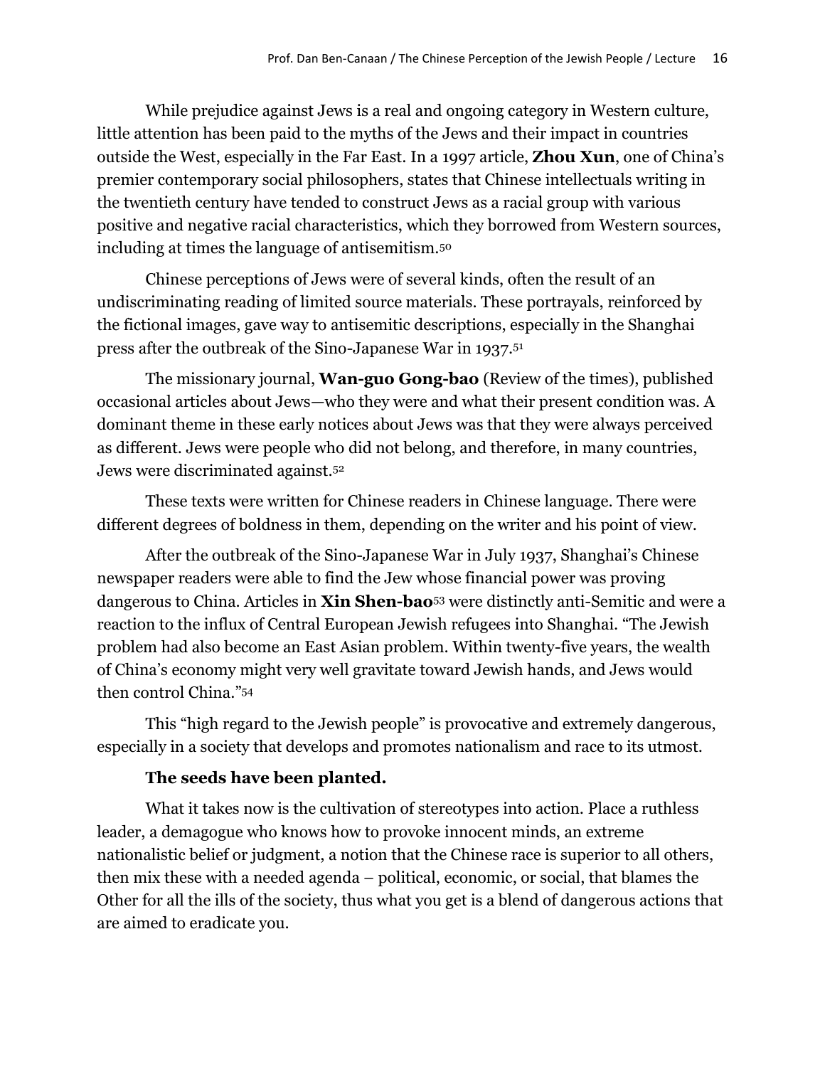While prejudice against Jews is a real and ongoing category in Western culture, little attention has been paid to the myths of the Jews and their impact in countries outside the West, especially in the Far East. In a 1997 article, **Zhou Xun**, one of China's premier contemporary social philosophers, states that Chinese intellectuals writing in the twentieth century have tended to construct Jews as a racial group with various positive and negative racial characteristics, which they borrowed from Western sources, including at times the language of antisemitism.[50]

Chinese perceptions of Jews were of several kinds, often the result of an undiscriminating reading of limited source materials. These portrayals, reinforced by the fictional images, gave way to antisemitic descriptions, especially in the Shanghai press after the outbreak of the Sino-Japanese War in 1937.[51]

The missionary journal, **Wan-guo Gong-bao** (Review of the times), published occasional articles about Jews—who they were and what their present condition was. A dominant theme in these early notices about Jews was that they were always perceived as different. Jews were people who did not belong, and therefore, in many countries, Jews were discriminated against.[52]

These texts were written for Chinese readers in Chinese language. There were different degrees of boldness in them, depending on the writer and his point of view.

After the outbreak of the Sino-Japanese War in July 1937, Shanghai's Chinese newspaper readers were able to find the Jew whose financial power was proving dangerous to China. Articles in **Xin Shen-bao**[53] were distinctly anti-Semitic and were a reaction to the influx of Central European Jewish refugees into Shanghai. "The Jewish problem had also become an East Asian problem. Within twenty-five years, the wealth of China's economy might very well gravitate toward Jewish hands, and Jews would then control China."[54]

This "high regard to the Jewish people" is provocative and extremely dangerous, especially in a society that develops and promotes nationalism and race to its utmost.

**The seeds have been planted.**

What it takes now is the cultivation of stereotypes into action. Place a ruthless leader, a demagogue who knows how to provoke innocent minds, an extreme nationalistic belief or judgment, a notion that the Chinese race is superior to all others, then mix these with a needed agenda – political, economic, or social, that blames the Other for all the ills of the society, thus what you get is a blend of dangerous actions that are aimed to eradicate you.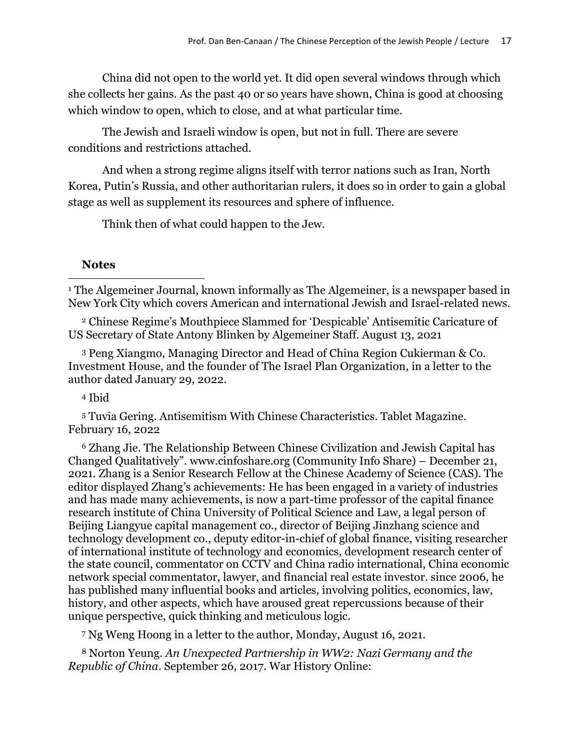China did not open to the world yet. It did open several windows through which she collects her gains. As the past 40 or so years have shown, China is good at choosing which window to open, which to close, and at what particular time.

The Jewish and Israeli window is open, but not in full. There are severe conditions and restrictions attached.

And when a strong regime aligns itself with terror nations such as Iran, North Korea, Putin's Russia, and other authoritarian rulers, it does so in order to gain a global stage as well as supplement its resources and sphere of influence.

Think then of what could happen to the Jew.

**Notes**

[1] The Algemeiner Journal, known informally as The Algemeiner, is a newspaper based in New York City which covers American and international Jewish and Israel-related news.

[2] Chinese Regime's Mouthpiece Slammed for 'Despicable' Antisemitic Caricature of US Secretary of State Antony Blinken by Algemeiner Staff. August 13, 2021

[3] Peng Xiangmo, Managing Director and Head of China Region Cukierman & Co. Investment House, and the founder of The Israel Plan Organization, in a letter to the author dated January 29, 2022.

[4] Ibid

[5] Tuvia Gering. Antisemitism With Chinese Characteristics. Tablet Magazine. February 16, 2022

[6] Zhang Jie. The Relationship Between Chinese Civilization and Jewish Capital has Changed Qualitatively". www.cinfoshare.org (Community Info Share) – December 21, 2021. Zhang is a Senior Research Fellow at the Chinese Academy of Science (CAS). The editor displayed Zhang's achievements: He has been engaged in a variety of industries and has made many achievements, is now a part-time professor of the capital finance research institute of China University of Political Science and Law, a legal person of Beijing Liangyue capital management co., director of Beijing Jinzhang science and technology development co., deputy editor-in-chief of global finance, visiting researcher of international institute of technology and economics, development research center of the state council, commentator on CCTV and China radio international, China economic network special commentator, lawyer, and financial real estate investor. since 2006, he has published many influential books and articles, involving politics, economics, law, history, and other aspects, which have aroused great repercussions because of their unique perspective, quick thinking and meticulous logic.

[7] Ng Weng Hoong in a letter to the author, Monday, August 16, 2021.

[8] Norton Yeung. *An Unexpected Partnership in WW2: Nazi Germany and the Republic of China*. September 26, 2017. War History Online: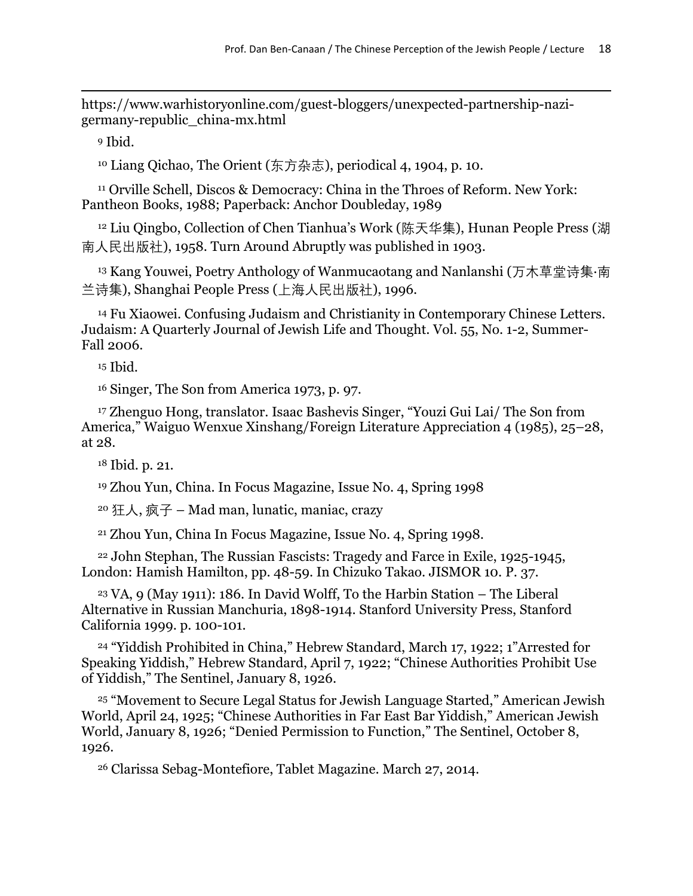https://www.warhistoryonline.com/guest-bloggers/unexpected-partnership-nazi-germany-republic_china-mx.html

[9] Ibid.

[10] Liang Qichao, The Orient (东方杂志), periodical 4, 1904, p. 10.

[11] Orville Schell, Discos & Democracy: China in the Throes of Reform. New York: Pantheon Books, 1988; Paperback: Anchor Doubleday, 1989

[12] Liu Qingbo, Collection of Chen Tianhua's Work (陈天华集), Hunan People Press (湖南人民出版社), 1958. Turn Around Abruptly was published in 1903.

[13] Kang Youwei, Poetry Anthology of Wanmucaotang and Nanlanshi (万木草堂诗集·南兰诗集), Shanghai People Press (上海人民出版社), 1996.

[14] Fu Xiaowei. Confusing Judaism and Christianity in Contemporary Chinese Letters. Judaism: A Quarterly Journal of Jewish Life and Thought. Vol. 55, No. 1-2, Summer-Fall 2006.

[15] Ibid.

[16] Singer, The Son from America 1973, p. 97.

[17] Zhenguo Hong, translator. Isaac Bashevis Singer, "Youzi Gui Lai/ The Son from America," Waiguo Wenxue Xinshang/Foreign Literature Appreciation 4 (1985), 25–28, at 28.

[18] Ibid. p. 21.

[19] Zhou Yun, China. In Focus Magazine, Issue No. 4, Spring 1998

[20] 狂人, 疯子 – Mad man, lunatic, maniac, crazy

[21] Zhou Yun, China In Focus Magazine, Issue No. 4, Spring 1998.

[22] John Stephan, The Russian Fascists: Tragedy and Farce in Exile, 1925-1945, London: Hamish Hamilton, pp. 48-59. In Chizuko Takao. JISMOR 10. P. 37.

[23] VA, 9 (May 1911): 186. In David Wolff, To the Harbin Station – The Liberal Alternative in Russian Manchuria, 1898-1914. Stanford University Press, Stanford California 1999. p. 100-101.

[24] "Yiddish Prohibited in China," Hebrew Standard, March 17, 1922; 1"Arrested for Speaking Yiddish," Hebrew Standard, April 7, 1922; "Chinese Authorities Prohibit Use of Yiddish," The Sentinel, January 8, 1926.

[25] "Movement to Secure Legal Status for Jewish Language Started," American Jewish World, April 24, 1925; "Chinese Authorities in Far East Bar Yiddish," American Jewish World, January 8, 1926; "Denied Permission to Function," The Sentinel, October 8, 1926.

[26] Clarissa Sebag-Montefiore, Tablet Magazine. March 27, 2014.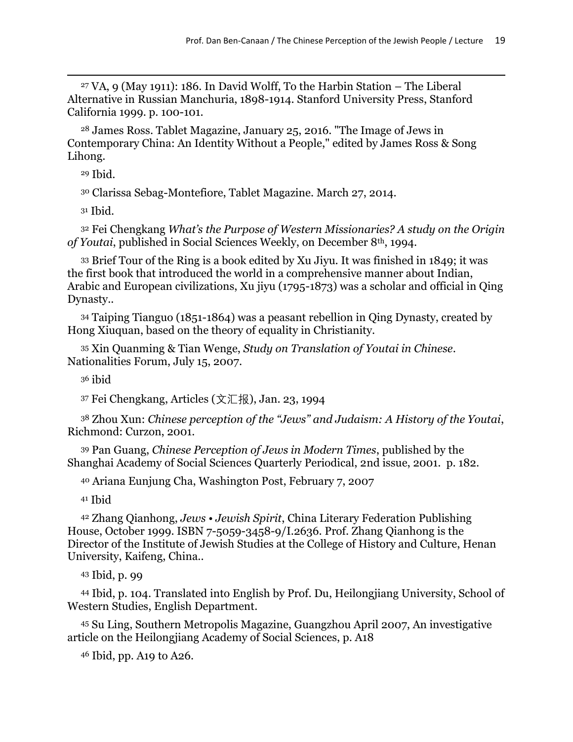[27] VA, 9 (May 1911): 186. In David Wolff, To the Harbin Station – The Liberal Alternative in Russian Manchuria, 1898-1914. Stanford University Press, Stanford California 1999. p. 100-101.

[28] James Ross. Tablet Magazine, January 25, 2016. "The Image of Jews in Contemporary China: An Identity Without a People," edited by James Ross & Song Lihong.

[29] Ibid.

[30] Clarissa Sebag-Montefiore, Tablet Magazine. March 27, 2014.

[31] Ibid.

[32] Fei Chengkang *What's the Purpose of Western Missionaries? A study on the Origin of Youtai*, published in Social Sciences Weekly, on December 8th, 1994.

[33] Brief Tour of the Ring is a book edited by Xu Jiyu. It was finished in 1849; it was the first book that introduced the world in a comprehensive manner about Indian, Arabic and European civilizations, Xu jiyu (1795-1873) was a scholar and official in Qing Dynasty..

[34] Taiping Tianguo (1851-1864) was a peasant rebellion in Qing Dynasty, created by Hong Xiuquan, based on the theory of equality in Christianity.

[35] Xin Quanming & Tian Wenge, *Study on Translation of Youtai in Chinese*. Nationalities Forum, July 15, 2007.

[36] ibid

[37] Fei Chengkang, Articles (文汇报), Jan. 23, 1994

[38] Zhou Xun: *Chinese perception of the "Jews" and Judaism: A History of the Youtai*, Richmond: Curzon, 2001.

[39] Pan Guang, *Chinese Perception of Jews in Modern Times*, published by the Shanghai Academy of Social Sciences Quarterly Periodical, 2nd issue, 2001. p. 182.

[40] Ariana Eunjung Cha, Washington Post, February 7, 2007

[41] Ibid

[42] Zhang Qianhong, *Jews • Jewish Spirit*, China Literary Federation Publishing House, October 1999. ISBN 7-5059-3458-9/I.2636. Prof. Zhang Qianhong is the Director of the Institute of Jewish Studies at the College of History and Culture, Henan University, Kaifeng, China..

[43] Ibid, p. 99

[44] Ibid, p. 104. Translated into English by Prof. Du, Heilongjiang University, School of Western Studies, English Department.

[45] Su Ling, Southern Metropolis Magazine, Guangzhou April 2007, An investigative article on the Heilongjiang Academy of Social Sciences, p. A18

[46] Ibid, pp. A19 to A26.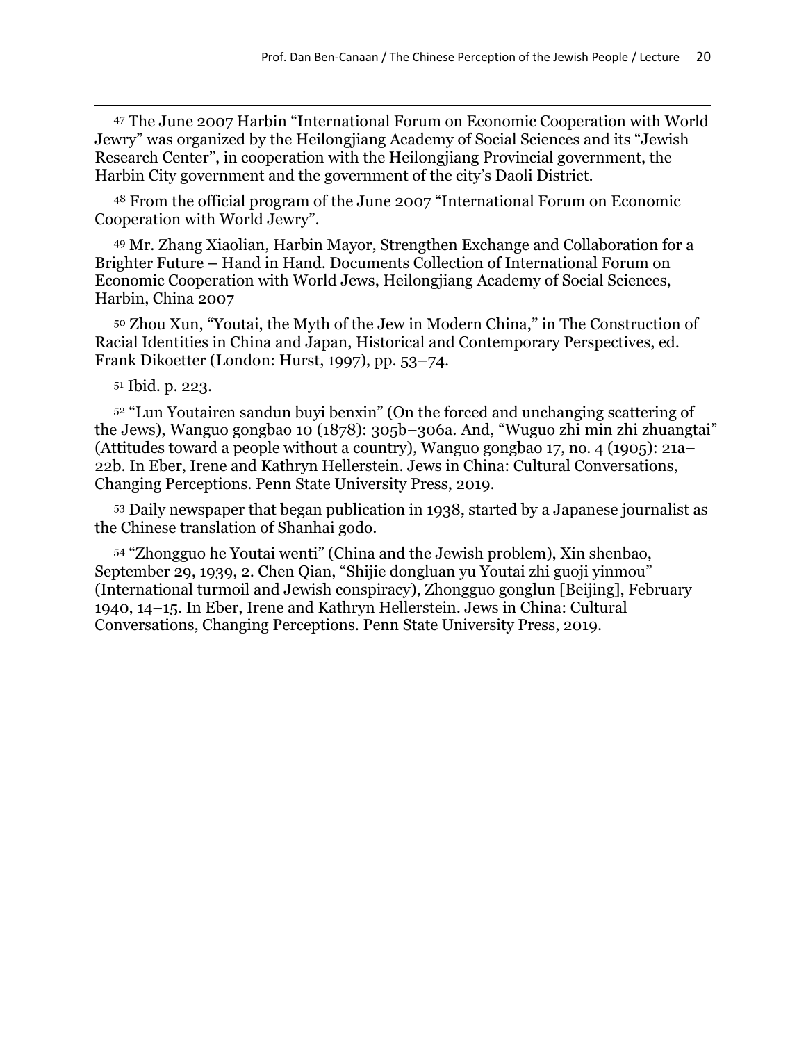[47] The June 2007 Harbin "International Forum on Economic Cooperation with World Jewry" was organized by the Heilongjiang Academy of Social Sciences and its "Jewish Research Center", in cooperation with the Heilongjiang Provincial government, the Harbin City government and the government of the city's Daoli District.

[48] From the official program of the June 2007 "International Forum on Economic Cooperation with World Jewry".

[49] Mr. Zhang Xiaolian, Harbin Mayor, Strengthen Exchange and Collaboration for a Brighter Future – Hand in Hand. Documents Collection of International Forum on Economic Cooperation with World Jews, Heilongjiang Academy of Social Sciences, Harbin, China 2007

[50] Zhou Xun, "Youtai, the Myth of the Jew in Modern China," in The Construction of Racial Identities in China and Japan, Historical and Contemporary Perspectives, ed. Frank Dikoetter (London: Hurst, 1997), pp. 53–74.

[51] Ibid. p. 223.

[52] "Lun Youtairen sandun buyi benxin" (On the forced and unchanging scattering of the Jews), Wanguo gongbao 10 (1878): 305b–306a. And, "Wuguo zhi min zhi zhuangtai" (Attitudes toward a people without a country), Wanguo gongbao 17, no. 4 (1905): 21a–22b. In Eber, Irene and Kathryn Hellerstein. Jews in China: Cultural Conversations, Changing Perceptions. Penn State University Press, 2019.

[53] Daily newspaper that began publication in 1938, started by a Japanese journalist as the Chinese translation of Shanhai godo.

[54] "Zhongguo he Youtai wenti" (China and the Jewish problem), Xin shenbao, September 29, 1939, 2. Chen Qian, "Shijie dongluan yu Youtai zhi guoji yinmou" (International turmoil and Jewish conspiracy), Zhongguo gonglun [Beijing], February 1940, 14–15. In Eber, Irene and Kathryn Hellerstein. Jews in China: Cultural Conversations, Changing Perceptions. Penn State University Press, 2019.